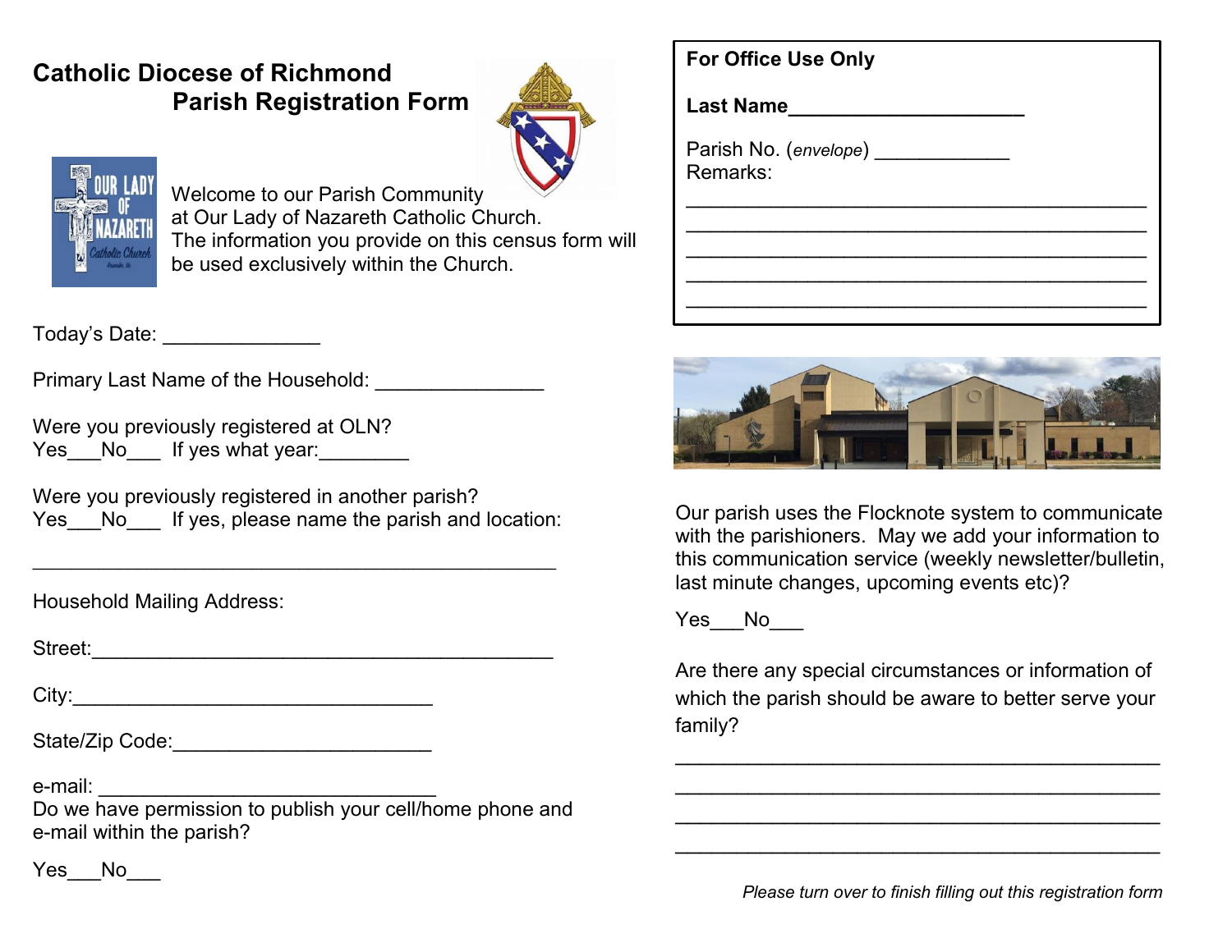# Catholic Diocese of Richmond
## Parish Registration Form

Welcome to our Parish Community at Our Lady of Nazareth Catholic Church. The information you provide on this census form will be used exclusively within the Church.

Today's Date: ______________

Primary Last Name of the Household: _______________

Were you previously registered at OLN?
Yes___No___ If yes what year:________

Were you previously registered in another parish?
Yes___No___ If yes, please name the parish and location:

_______________________________________________

Household Mailing Address:

Street:_________________________________________

City:________________________________

State/Zip Code:_______________________

e-mail: ______________________________
Do we have permission to publish your cell/home phone and e-mail within the parish?

Yes___No___

**For Office Use Only**

**Last Name**_____________________

Parish No. (*envelope*) ____________
Remarks:

_________________________________________
_________________________________________
_________________________________________
_________________________________________
_________________________________________

Our parish uses the Flocknote system to communicate with the parishioners. May we add your information to this communication service (weekly newsletter/bulletin, last minute changes, upcoming events etc)?

Yes___No___

Are there any special circumstances or information of which the parish should be aware to better serve your family?

_________________________________________
_________________________________________
_________________________________________
_________________________________________

*Please turn over to finish filling out this registration form*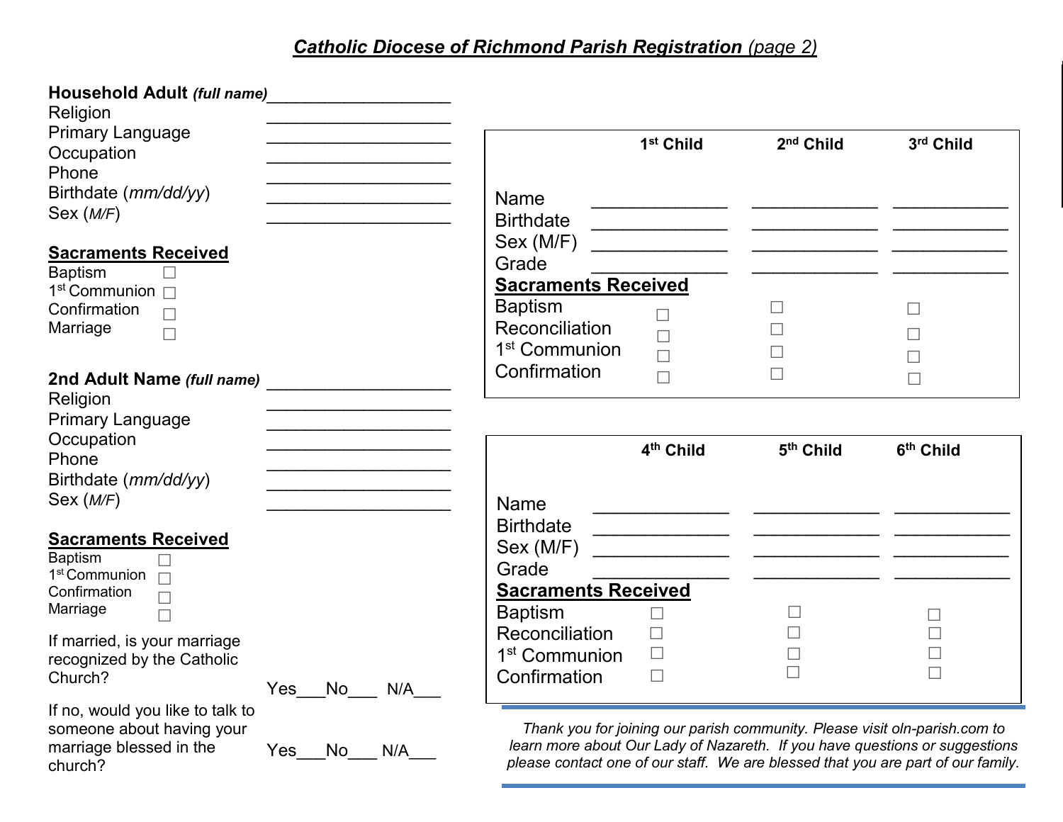# *Catholic Diocese of Richmond Parish Registration* *(page 2)*

**Household Adult** ***(full name)***___________________
Religion ___________________
Primary Language ___________________
Occupation ___________________
Phone ___________________
Birthdate (*mm/dd/yy*) ___________________
Sex (*M/F*) ___________________

**Sacraments Received**

Baptism ☐
1st Communion ☐
Confirmation ☐
Marriage ☐

**2nd Adult Name** ***(full name)*** ___________________
Religion ___________________
Primary Language ___________________
Occupation ___________________
Phone ___________________
Birthdate (*mm/dd/yy*) ___________________
Sex (*M/F*) ___________________

**Sacraments Received**

Baptism ☐
1st Communion ☐
Confirmation ☐
Marriage ☐

If married, is your marriage recognized by the Catholic Church? Yes___No___ N/A___

If no, would you like to talk to someone about having your marriage blessed in the church? Yes___No___ N/A___

| | 1st Child | 2nd Child | 3rd Child |
|---|---|---|---|
| Name | ____________ | ____________ | ____________ |
| Birthdate | ____________ | ____________ | ____________ |
| Sex (M/F) | ____________ | ____________ | ____________ |
| Grade | ____________ | ____________ | ____________ |
| **Sacraments Received** | | | |
| Baptism | ☐ | ☐ | ☐ |
| Reconciliation | ☐ | ☐ | ☐ |
| 1st Communion | ☐ | ☐ | ☐ |
| Confirmation | ☐ | ☐ | ☐ |

| | 4th Child | 5th Child | 6th Child |
|---|---|---|---|
| Name | ____________ | ____________ | ____________ |
| Birthdate | ____________ | ____________ | ____________ |
| Sex (M/F) | ____________ | ____________ | ____________ |
| Grade | ____________ | ____________ | ____________ |
| **Sacraments Received** | | | |
| Baptism | ☐ | ☐ | ☐ |
| Reconciliation | ☐ | ☐ | ☐ |
| 1st Communion | ☐ | ☐ | ☐ |
| Confirmation | ☐ | ☐ | ☐ |

*Thank you for joining our parish community. Please visit oln-parish.com to learn more about Our Lady of Nazareth. If you have questions or suggestions please contact one of our staff. We are blessed that you are part of our family.*